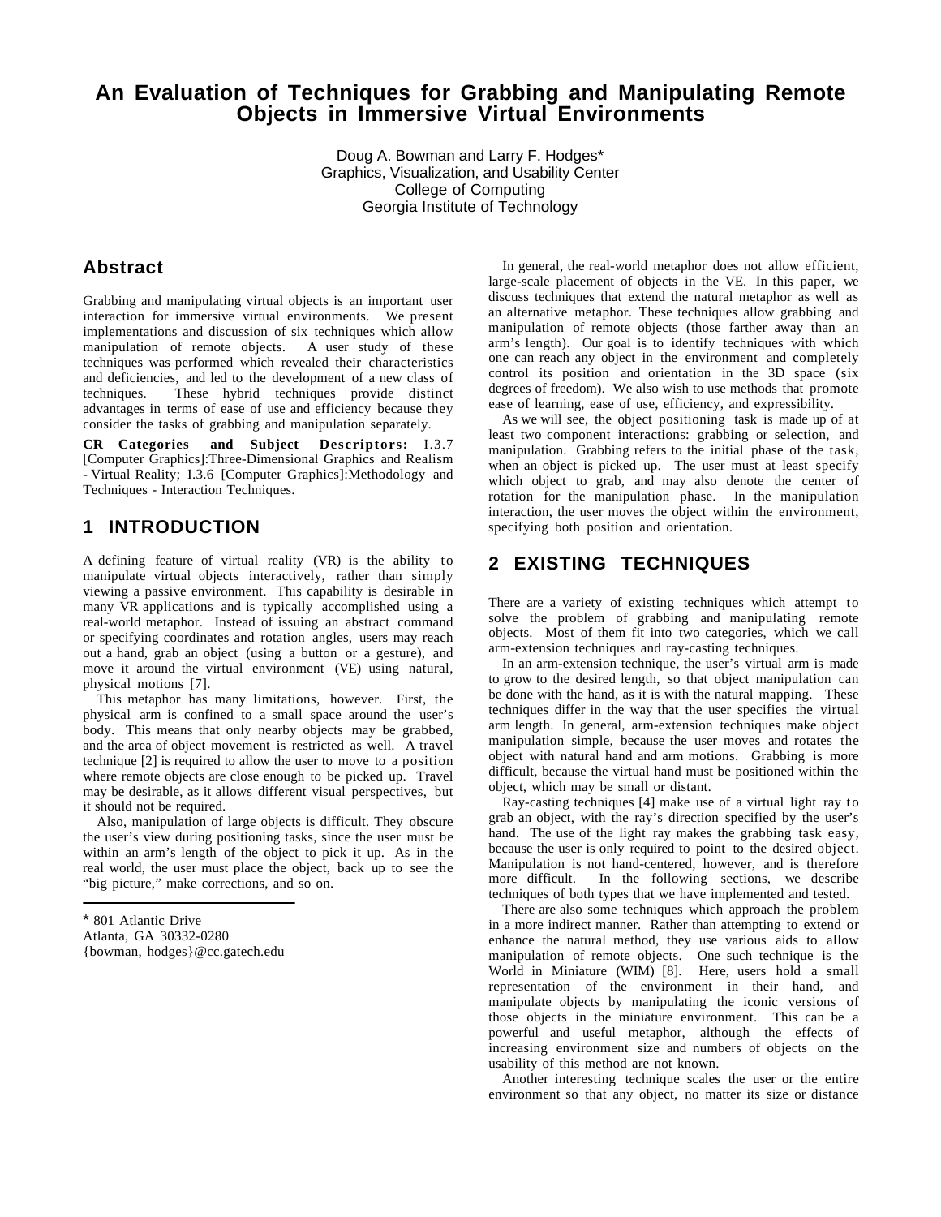# An Evaluation of Techniques for Grabbing and Manipulating Remote Objects in Immersive Virtual Environments

Doug A. Bowman and Larry F. Hodges*
Graphics, Visualization, and Usability Center
College of Computing
Georgia Institute of Technology

## Abstract

Grabbing and manipulating virtual objects is an important user interaction for immersive virtual environments. We present implementations and discussion of six techniques which allow manipulation of remote objects. A user study of these techniques was performed which revealed their characteristics and deficiencies, and led to the development of a new class of techniques. These hybrid techniques provide distinct advantages in terms of ease of use and efficiency because they consider the tasks of grabbing and manipulation separately.

**CR Categories and Subject Descriptors:** I.3.7 [Computer Graphics]:Three-Dimensional Graphics and Realism - Virtual Reality; I.3.6 [Computer Graphics]:Methodology and Techniques - Interaction Techniques.

## 1 INTRODUCTION

A defining feature of virtual reality (VR) is the ability to manipulate virtual objects interactively, rather than simply viewing a passive environment. This capability is desirable in many VR applications and is typically accomplished using a real-world metaphor. Instead of issuing an abstract command or specifying coordinates and rotation angles, users may reach out a hand, grab an object (using a button or a gesture), and move it around the virtual environment (VE) using natural, physical motions [7].

This metaphor has many limitations, however. First, the physical arm is confined to a small space around the user's body. This means that only nearby objects may be grabbed, and the area of object movement is restricted as well. A travel technique [2] is required to allow the user to move to a position where remote objects are close enough to be picked up. Travel may be desirable, as it allows different visual perspectives, but it should not be required.

Also, manipulation of large objects is difficult. They obscure the user's view during positioning tasks, since the user must be within an arm's length of the object to pick it up. As in the real world, the user must place the object, back up to see the "big picture," make corrections, and so on.

In general, the real-world metaphor does not allow efficient, large-scale placement of objects in the VE. In this paper, we discuss techniques that extend the natural metaphor as well as an alternative metaphor. These techniques allow grabbing and manipulation of remote objects (those farther away than an arm's length). Our goal is to identify techniques with which one can reach any object in the environment and completely control its position and orientation in the 3D space (six degrees of freedom). We also wish to use methods that promote ease of learning, ease of use, efficiency, and expressibility.

As we will see, the object positioning task is made up of at least two component interactions: grabbing or selection, and manipulation. Grabbing refers to the initial phase of the task, when an object is picked up. The user must at least specify which object to grab, and may also denote the center of rotation for the manipulation phase. In the manipulation interaction, the user moves the object within the environment, specifying both position and orientation.

## 2 EXISTING TECHNIQUES

There are a variety of existing techniques which attempt to solve the problem of grabbing and manipulating remote objects. Most of them fit into two categories, which we call arm-extension techniques and ray-casting techniques.

In an arm-extension technique, the user's virtual arm is made to grow to the desired length, so that object manipulation can be done with the hand, as it is with the natural mapping. These techniques differ in the way that the user specifies the virtual arm length. In general, arm-extension techniques make object manipulation simple, because the user moves and rotates the object with natural hand and arm motions. Grabbing is more difficult, because the virtual hand must be positioned within the object, which may be small or distant.

Ray-casting techniques [4] make use of a virtual light ray to grab an object, with the ray's direction specified by the user's hand. The use of the light ray makes the grabbing task easy, because the user is only required to point to the desired object. Manipulation is not hand-centered, however, and is therefore more difficult. In the following sections, we describe techniques of both types that we have implemented and tested.

There are also some techniques which approach the problem in a more indirect manner. Rather than attempting to extend or enhance the natural method, they use various aids to allow manipulation of remote objects. One such technique is the World in Miniature (WIM) [8]. Here, users hold a small representation of the environment in their hand, and manipulate objects by manipulating the iconic versions of those objects in the miniature environment. This can be a powerful and useful metaphor, although the effects of increasing environment size and numbers of objects on the usability of this method are not known.

Another interesting technique scales the user or the entire environment so that any object, no matter its size or distance

---

* 801 Atlantic Drive
Atlanta, GA 30332-0280
{bowman, hodges}@cc.gatech.edu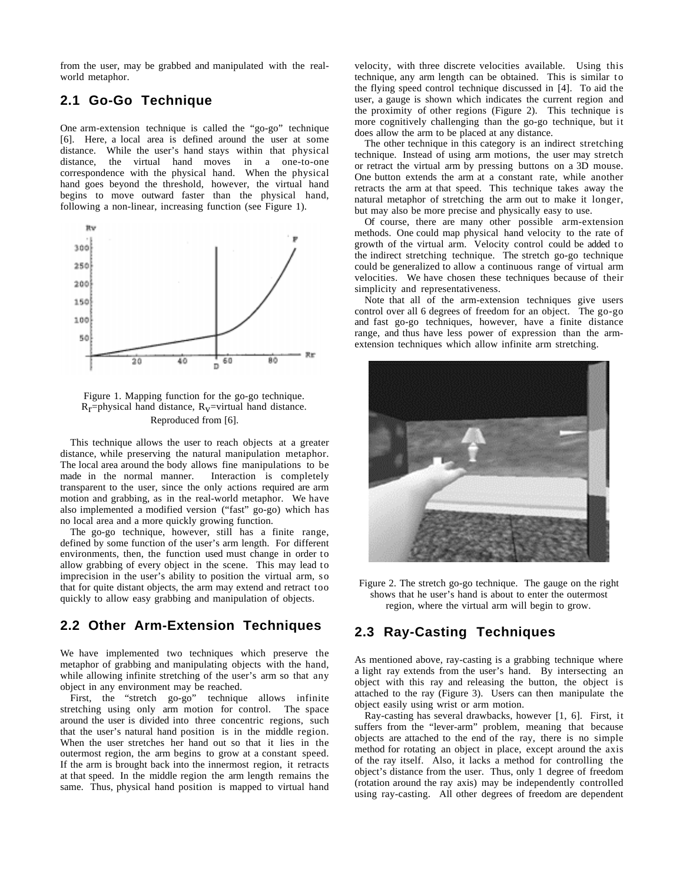from the user, may be grabbed and manipulated with the real-world metaphor.

## 2.1 Go-Go Technique

One arm-extension technique is called the "go-go" technique [6]. Here, a local area is defined around the user at some distance. While the user's hand stays within that physical distance, the virtual hand moves in a one-to-one correspondence with the physical hand. When the physical hand goes beyond the threshold, however, the virtual hand begins to move outward faster than the physical hand, following a non-linear, increasing function (see Figure 1).

Figure 1. Mapping function for the go-go technique. $R_r$=physical hand distance, $R_v$=virtual hand distance. Reproduced from [6].

This technique allows the user to reach objects at a greater distance, while preserving the natural manipulation metaphor. The local area around the body allows fine manipulations to be made in the normal manner. Interaction is completely transparent to the user, since the only actions required are arm motion and grabbing, as in the real-world metaphor. We have also implemented a modified version ("fast" go-go) which has no local area and a more quickly growing function.

The go-go technique, however, still has a finite range, defined by some function of the user's arm length. For different environments, then, the function used must change in order to allow grabbing of every object in the scene. This may lead to imprecision in the user's ability to position the virtual arm, so that for quite distant objects, the arm may extend and retract too quickly to allow easy grabbing and manipulation of objects.

## 2.2 Other Arm-Extension Techniques

We have implemented two techniques which preserve the metaphor of grabbing and manipulating objects with the hand, while allowing infinite stretching of the user's arm so that any object in any environment may be reached.

First, the "stretch go-go" technique allows infinite stretching using only arm motion for control. The space around the user is divided into three concentric regions, such that the user's natural hand position is in the middle region. When the user stretches her hand out so that it lies in the outermost region, the arm begins to grow at a constant speed. If the arm is brought back into the innermost region, it retracts at that speed. In the middle region the arm length remains the same. Thus, physical hand position is mapped to virtual hand velocity, with three discrete velocities available. Using this technique, any arm length can be obtained. This is similar to the flying speed control technique discussed in [4]. To aid the user, a gauge is shown which indicates the current region and the proximity of other regions (Figure 2). This technique is more cognitively challenging than the go-go technique, but it does allow the arm to be placed at any distance.

The other technique in this category is an indirect stretching technique. Instead of using arm motions, the user may stretch or retract the virtual arm by pressing buttons on a 3D mouse. One button extends the arm at a constant rate, while another retracts the arm at that speed. This technique takes away the natural metaphor of stretching the arm out to make it longer, but may also be more precise and physically easy to use.

Of course, there are many other possible arm-extension methods. One could map physical hand velocity to the rate of growth of the virtual arm. Velocity control could be added to the indirect stretching technique. The stretch go-go technique could be generalized to allow a continuous range of virtual arm velocities. We have chosen these techniques because of their simplicity and representativeness.

Note that all of the arm-extension techniques give users control over all 6 degrees of freedom for an object. The go-go and fast go-go techniques, however, have a finite distance range, and thus have less power of expression than the arm-extension techniques which allow infinite arm stretching.

Figure 2. The stretch go-go technique. The gauge on the right shows that he user's hand is about to enter the outermost region, where the virtual arm will begin to grow.

## 2.3 Ray-Casting Techniques

As mentioned above, ray-casting is a grabbing technique where a light ray extends from the user's hand. By intersecting an object with this ray and releasing the button, the object is attached to the ray (Figure 3). Users can then manipulate the object easily using wrist or arm motion.

Ray-casting has several drawbacks, however [1, 6]. First, it suffers from the "lever-arm" problem, meaning that because objects are attached to the end of the ray, there is no simple method for rotating an object in place, except around the axis of the ray itself. Also, it lacks a method for controlling the object's distance from the user. Thus, only 1 degree of freedom (rotation around the ray axis) may be independently controlled using ray-casting. All other degrees of freedom are dependent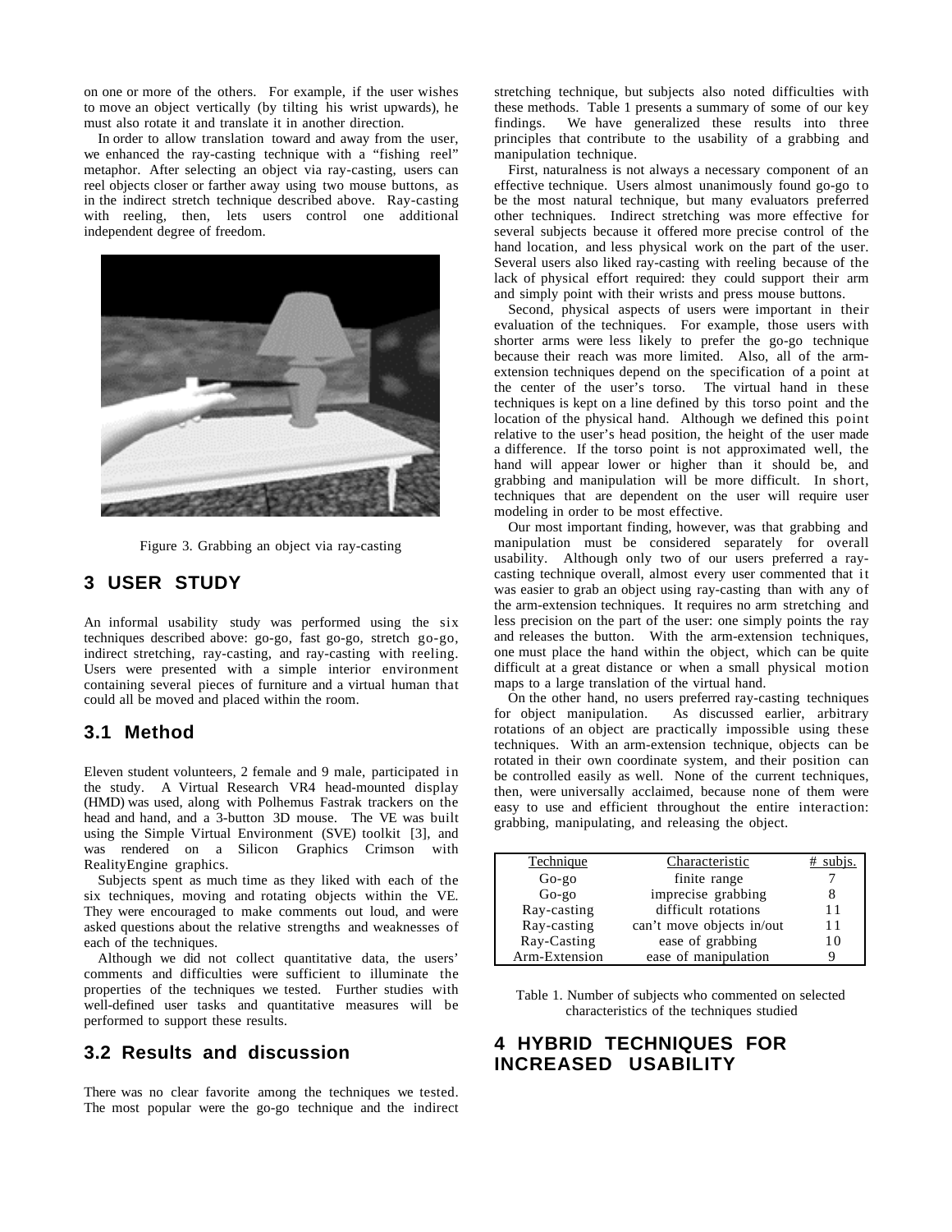on one or more of the others. For example, if the user wishes to move an object vertically (by tilting his wrist upwards), he must also rotate it and translate it in another direction.

In order to allow translation toward and away from the user, we enhanced the ray-casting technique with a "fishing reel" metaphor. After selecting an object via ray-casting, users can reel objects closer or farther away using two mouse buttons, as in the indirect stretch technique described above. Ray-casting with reeling, then, lets users control one additional independent degree of freedom.

Figure 3. Grabbing an object via ray-casting

## 3 USER STUDY

An informal usability study was performed using the six techniques described above: go-go, fast go-go, stretch go-go, indirect stretching, ray-casting, and ray-casting with reeling. Users were presented with a simple interior environment containing several pieces of furniture and a virtual human that could all be moved and placed within the room.

### 3.1 Method

Eleven student volunteers, 2 female and 9 male, participated in the study. A Virtual Research VR4 head-mounted display (HMD) was used, along with Polhemus Fastrak trackers on the head and hand, and a 3-button 3D mouse. The VE was built using the Simple Virtual Environment (SVE) toolkit [3], and was rendered on a Silicon Graphics Crimson with RealityEngine graphics.

Subjects spent as much time as they liked with each of the six techniques, moving and rotating objects within the VE. They were encouraged to make comments out loud, and were asked questions about the relative strengths and weaknesses of each of the techniques.

Although we did not collect quantitative data, the users' comments and difficulties were sufficient to illuminate the properties of the techniques we tested. Further studies with well-defined user tasks and quantitative measures will be performed to support these results.

### 3.2 Results and discussion

There was no clear favorite among the techniques we tested. The most popular were the go-go technique and the indirect stretching technique, but subjects also noted difficulties with these methods. Table 1 presents a summary of some of our key findings. We have generalized these results into three principles that contribute to the usability of a grabbing and manipulation technique.

First, naturalness is not always a necessary component of an effective technique. Users almost unanimously found go-go to be the most natural technique, but many evaluators preferred other techniques. Indirect stretching was more effective for several subjects because it offered more precise control of the hand location, and less physical work on the part of the user. Several users also liked ray-casting with reeling because of the lack of physical effort required: they could support their arm and simply point with their wrists and press mouse buttons.

Second, physical aspects of users were important in their evaluation of the techniques. For example, those users with shorter arms were less likely to prefer the go-go technique because their reach was more limited. Also, all of the arm-extension techniques depend on the specification of a point at the center of the user's torso. The virtual hand in these techniques is kept on a line defined by this torso point and the location of the physical hand. Although we defined this point relative to the user's head position, the height of the user made a difference. If the torso point is not approximated well, the hand will appear lower or higher than it should be, and grabbing and manipulation will be more difficult. In short, techniques that are dependent on the user will require user modeling in order to be most effective.

Our most important finding, however, was that grabbing and manipulation must be considered separately for overall usability. Although only two of our users preferred a ray-casting technique overall, almost every user commented that it was easier to grab an object using ray-casting than with any of the arm-extension techniques. It requires no arm stretching and less precision on the part of the user: one simply points the ray and releases the button. With the arm-extension techniques, one must place the hand within the object, which can be quite difficult at a great distance or when a small physical motion maps to a large translation of the virtual hand.

On the other hand, no users preferred ray-casting techniques for object manipulation. As discussed earlier, arbitrary rotations of an object are practically impossible using these techniques. With an arm-extension technique, objects can be rotated in their own coordinate system, and their position can be controlled easily as well. None of the current techniques, then, were universally acclaimed, because none of them were easy to use and efficient throughout the entire interaction: grabbing, manipulating, and releasing the object.

| Technique | Characteristic | # subjs. |
|---|---|---|
| Go-go | finite range | 7 |
| Go-go | imprecise grabbing | 8 |
| Ray-casting | difficult rotations | 11 |
| Ray-casting | can't move objects in/out | 11 |
| Ray-Casting | ease of grabbing | 10 |
| Arm-Extension | ease of manipulation | 9 |

Table 1. Number of subjects who commented on selected characteristics of the techniques studied

## 4 HYBRID TECHNIQUES FOR INCREASED USABILITY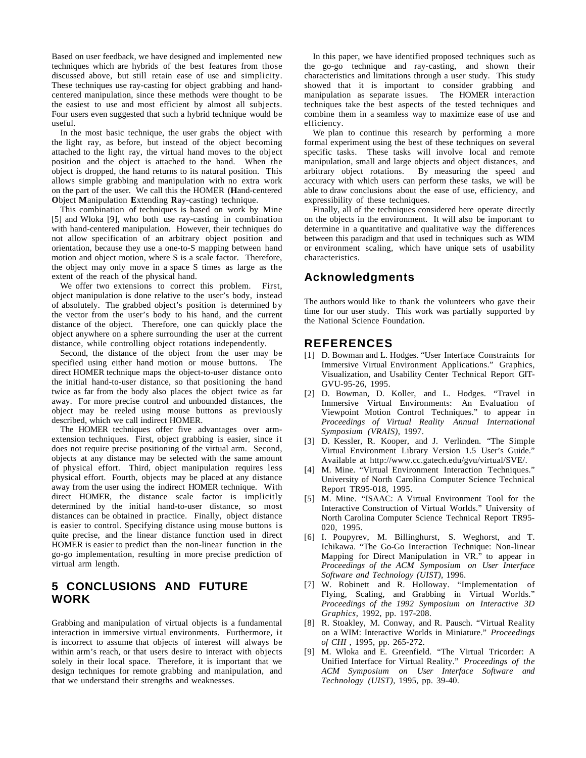Based on user feedback, we have designed and implemented new techniques which are hybrids of the best features from those discussed above, but still retain ease of use and simplicity. These techniques use ray-casting for object grabbing and hand-centered manipulation, since these methods were thought to be the easiest to use and most efficient by almost all subjects. Four users even suggested that such a hybrid technique would be useful.

In the most basic technique, the user grabs the object with the light ray, as before, but instead of the object becoming attached to the light ray, the virtual hand moves to the object position and the object is attached to the hand. When the object is dropped, the hand returns to its natural position. This allows simple grabbing and manipulation with no extra work on the part of the user. We call this the HOMER (**H**and-centered **O**bject **M**anipulation **E**xtending **R**ay-casting) technique.

This combination of techniques is based on work by Mine [5] and Wloka [9], who both use ray-casting in combination with hand-centered manipulation. However, their techniques do not allow specification of an arbitrary object position and orientation, because they use a one-to-S mapping between hand motion and object motion, where S is a scale factor. Therefore, the object may only move in a space S times as large as the extent of the reach of the physical hand.

We offer two extensions to correct this problem. First, object manipulation is done relative to the user's body, instead of absolutely. The grabbed object's position is determined by the vector from the user's body to his hand, and the current distance of the object. Therefore, one can quickly place the object anywhere on a sphere surrounding the user at the current distance, while controlling object rotations independently.

Second, the distance of the object from the user may be specified using either hand motion or mouse buttons. The direct HOMER technique maps the object-to-user distance onto the initial hand-to-user distance, so that positioning the hand twice as far from the body also places the object twice as far away. For more precise control and unbounded distances, the object may be reeled using mouse buttons as previously described, which we call indirect HOMER.

The HOMER techniques offer five advantages over arm-extension techniques. First, object grabbing is easier, since it does not require precise positioning of the virtual arm. Second, objects at any distance may be selected with the same amount of physical effort. Third, object manipulation requires less physical effort. Fourth, objects may be placed at any distance away from the user using the indirect HOMER technique. With direct HOMER, the distance scale factor is implicitly determined by the initial hand-to-user distance, so most distances can be obtained in practice. Finally, object distance is easier to control. Specifying distance using mouse buttons is quite precise, and the linear distance function used in direct HOMER is easier to predict than the non-linear function in the go-go implementation, resulting in more precise prediction of virtual arm length.

## 5 CONCLUSIONS AND FUTURE WORK

Grabbing and manipulation of virtual objects is a fundamental interaction in immersive virtual environments. Furthermore, it is incorrect to assume that objects of interest will always be within arm's reach, or that users desire to interact with objects solely in their local space. Therefore, it is important that we design techniques for remote grabbing and manipulation, and that we understand their strengths and weaknesses.

In this paper, we have identified proposed techniques such as the go-go technique and ray-casting, and shown their characteristics and limitations through a user study. This study showed that it is important to consider grabbing and manipulation as separate issues. The HOMER interaction techniques take the best aspects of the tested techniques and combine them in a seamless way to maximize ease of use and efficiency.

We plan to continue this research by performing a more formal experiment using the best of these techniques on several specific tasks. These tasks will involve local and remote manipulation, small and large objects and object distances, and arbitrary object rotations. By measuring the speed and accuracy with which users can perform these tasks, we will be able to draw conclusions about the ease of use, efficiency, and expressibility of these techniques.

Finally, all of the techniques considered here operate directly on the objects in the environment. It will also be important to determine in a quantitative and qualitative way the differences between this paradigm and that used in techniques such as WIM or environment scaling, which have unique sets of usability characteristics.

## Acknowledgments

The authors would like to thank the volunteers who gave their time for our user study. This work was partially supported by the National Science Foundation.

## REFERENCES

[1] D. Bowman and L. Hodges. "User Interface Constraints for Immersive Virtual Environment Applications." Graphics, Visualization, and Usability Center Technical Report GIT-GVU-95-26, 1995.

[2] D. Bowman, D. Koller, and L. Hodges. "Travel in Immersive Virtual Environments: An Evaluation of Viewpoint Motion Control Techniques." to appear in *Proceedings of Virtual Reality Annual International Symposium (VRAIS)*, 1997.

[3] D. Kessler, R. Kooper, and J. Verlinden. "The Simple Virtual Environment Library Version 1.5 User's Guide." Available at http://www.cc.gatech.edu/gvu/virtual/SVE/.

[4] M. Mine. "Virtual Environment Interaction Techniques." University of North Carolina Computer Science Technical Report TR95-018, 1995.

[5] M. Mine. "ISAAC: A Virtual Environment Tool for the Interactive Construction of Virtual Worlds." University of North Carolina Computer Science Technical Report TR95-020, 1995.

[6] I. Poupyrev, M. Billinghurst, S. Weghorst, and T. Ichikawa. "The Go-Go Interaction Technique: Non-linear Mapping for Direct Manipulation in VR." to appear in *Proceedings of the ACM Symposium on User Interface Software and Technology (UIST)*, 1996.

[7] W. Robinett and R. Holloway. "Implementation of Flying, Scaling, and Grabbing in Virtual Worlds." *Proceedings of the 1992 Symposium on Interactive 3D Graphics*, 1992, pp. 197-208.

[8] R. Stoakley, M. Conway, and R. Pausch. "Virtual Reality on a WIM: Interactive Worlds in Miniature." *Proceedings of CHI* , 1995, pp. 265-272.

[9] M. Wloka and E. Greenfield. "The Virtual Tricorder: A Unified Interface for Virtual Reality." *Proceedings of the ACM Symposium on User Interface Software and Technology (UIST)*, 1995, pp. 39-40.